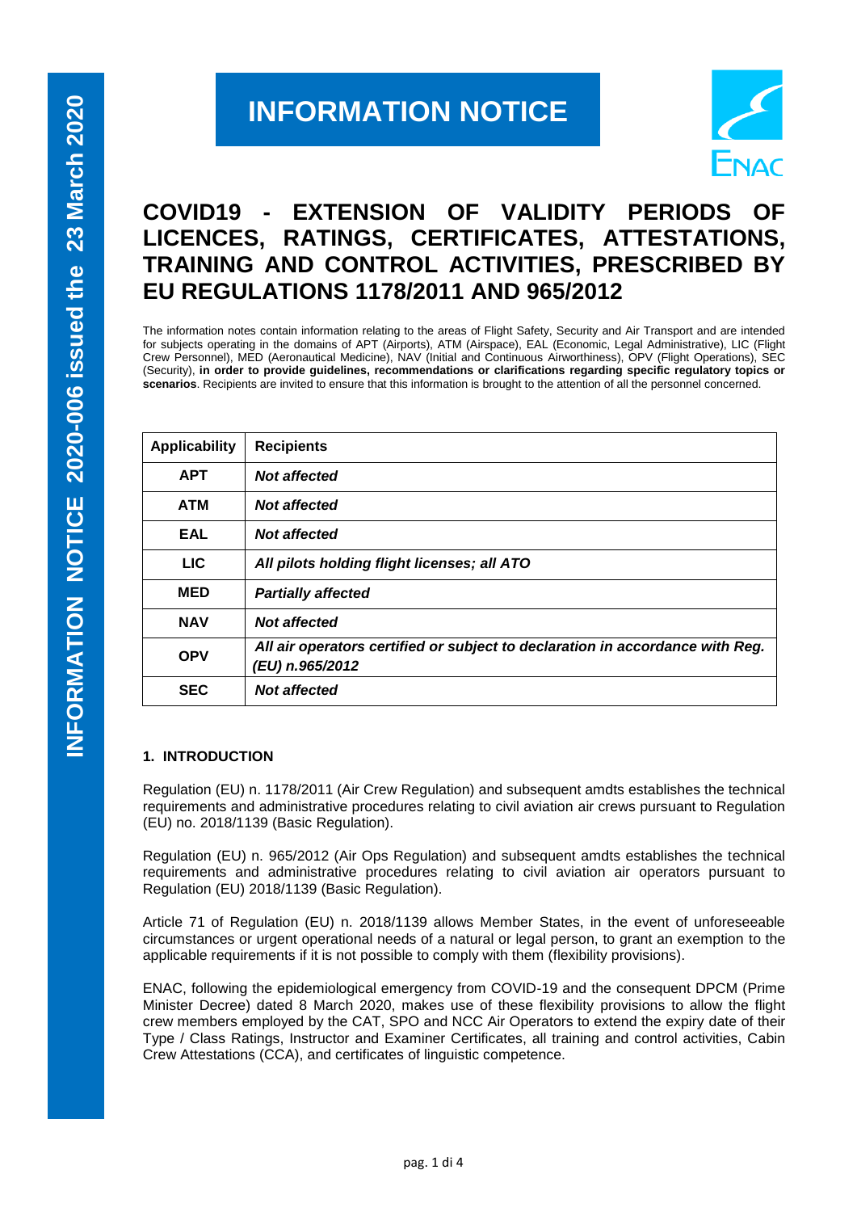# INFORMATION NOTICE

## COVID19 - EXTENSION OF VALIDITY PERIODS OF LICENCES, RATINGS, CERTIFICATES, ATTESTATIONS, TRAINING AND CONTROL ACTIVITIES, PRESCRIBED BY EU REGULATIONS 1178/2011 AND 965/2012

The information notes contain information relating to the areas of Flight Safety, Security and Air Transport and are intended for subjects operating in the domains of APT (Airports), ATM (Airspace), EAL (Economic, Legal Administrative), LIC (Flight Crew Personnel), MED (Aeronautical Medicine), NAV (Initial and Continuous Airworthiness), OPV (Flight Operations), SEC (Security), **in order to provide guidelines, recommendations or clarifications regarding specific regulatory topics or scenarios**. Recipients are invited to ensure that this information is brought to the attention of all the personnel concerned.

| Applicability | Recipients |
|---|---|
| **APT** | ***Not affected*** |
| **ATM** | ***Not affected*** |
| **EAL** | ***Not affected*** |
| **LIC** | ***All pilots holding flight licenses; all ATO*** |
| **MED** | ***Partially affected*** |
| **NAV** | ***Not affected*** |
| **OPV** | ***All air operators certified or subject to declaration in accordance with Reg. (EU) n.965/2012*** |
| **SEC** | ***Not affected*** |

### 1. INTRODUCTION

Regulation (EU) n. 1178/2011 (Air Crew Regulation) and subsequent amdts establishes the technical requirements and administrative procedures relating to civil aviation air crews pursuant to Regulation (EU) no. 2018/1139 (Basic Regulation).

Regulation (EU) n. 965/2012 (Air Ops Regulation) and subsequent amdts establishes the technical requirements and administrative procedures relating to civil aviation air operators pursuant to Regulation (EU) 2018/1139 (Basic Regulation).

Article 71 of Regulation (EU) n. 2018/1139 allows Member States, in the event of unforeseeable circumstances or urgent operational needs of a natural or legal person, to grant an exemption to the applicable requirements if it is not possible to comply with them (flexibility provisions).

ENAC, following the epidemiological emergency from COVID-19 and the consequent DPCM (Prime Minister Decree) dated 8 March 2020, makes use of these flexibility provisions to allow the flight crew members employed by the CAT, SPO and NCC Air Operators to extend the expiry date of their Type / Class Ratings, Instructor and Examiner Certificates, all training and control activities, Cabin Crew Attestations (CCA), and certificates of linguistic competence.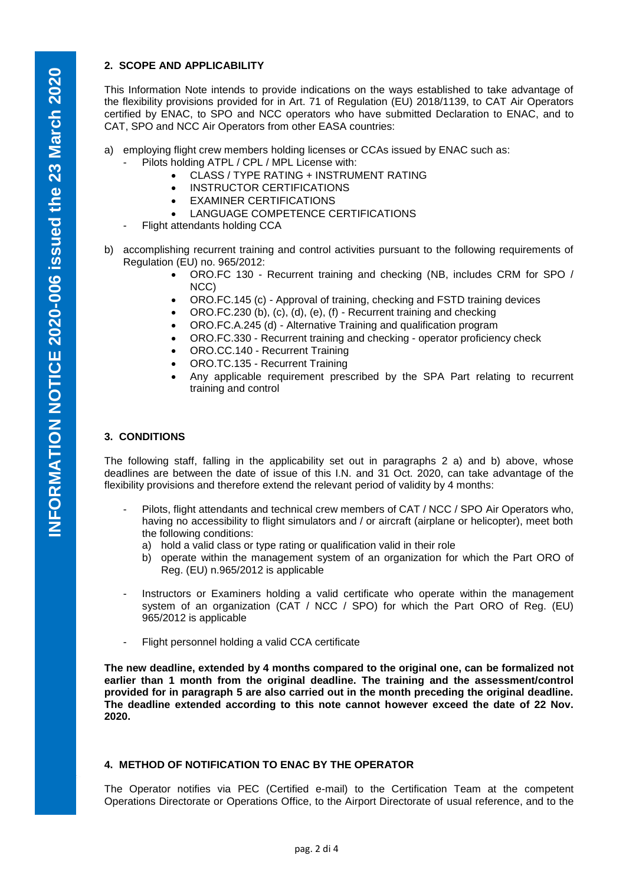## 2. SCOPE AND APPLICABILITY

This Information Note intends to provide indications on the ways established to take advantage of the flexibility provisions provided for in Art. 71 of Regulation (EU) 2018/1139, to CAT Air Operators certified by ENAC, to SPO and NCC operators who have submitted Declaration to ENAC, and to CAT, SPO and NCC Air Operators from other EASA countries:

a) employing flight crew members holding licenses or CCAs issued by ENAC such as:
   - Pilots holding ATPL / CPL / MPL License with:
     - CLASS / TYPE RATING + INSTRUMENT RATING
     - INSTRUCTOR CERTIFICATIONS
     - EXAMINER CERTIFICATIONS
     - LANGUAGE COMPETENCE CERTIFICATIONS
   - Flight attendants holding CCA

b) accomplishing recurrent training and control activities pursuant to the following requirements of Regulation (EU) no. 965/2012:
   - ORO.FC 130 - Recurrent training and checking (NB, includes CRM for SPO / NCC)
   - ORO.FC.145 (c) - Approval of training, checking and FSTD training devices
   - ORO.FC.230 (b), (c), (d), (e), (f) - Recurrent training and checking
   - ORO.FC.A.245 (d) - Alternative Training and qualification program
   - ORO.FC.330 - Recurrent training and checking - operator proficiency check
   - ORO.CC.140 - Recurrent Training
   - ORO.TC.135 - Recurrent Training
   - Any applicable requirement prescribed by the SPA Part relating to recurrent training and control

## 3. CONDITIONS

The following staff, falling in the applicability set out in paragraphs 2 a) and b) above, whose deadlines are between the date of issue of this I.N. and 31 Oct. 2020, can take advantage of the flexibility provisions and therefore extend the relevant period of validity by 4 months:

- Pilots, flight attendants and technical crew members of CAT / NCC / SPO Air Operators who, having no accessibility to flight simulators and / or aircraft (airplane or helicopter), meet both the following conditions:
  a) hold a valid class or type rating or qualification valid in their role
  b) operate within the management system of an organization for which the Part ORO of Reg. (EU) n.965/2012 is applicable

- Instructors or Examiners holding a valid certificate who operate within the management system of an organization (CAT / NCC / SPO) for which the Part ORO of Reg. (EU) 965/2012 is applicable

- Flight personnel holding a valid CCA certificate

**The new deadline, extended by 4 months compared to the original one, can be formalized not earlier than 1 month from the original deadline. The training and the assessment/control provided for in paragraph 5 are also carried out in the month preceding the original deadline. The deadline extended according to this note cannot however exceed the date of 22 Nov. 2020.**

## 4. METHOD OF NOTIFICATION TO ENAC BY THE OPERATOR

The Operator notifies via PEC (Certified e-mail) to the Certification Team at the competent Operations Directorate or Operations Office, to the Airport Directorate of usual reference, and to the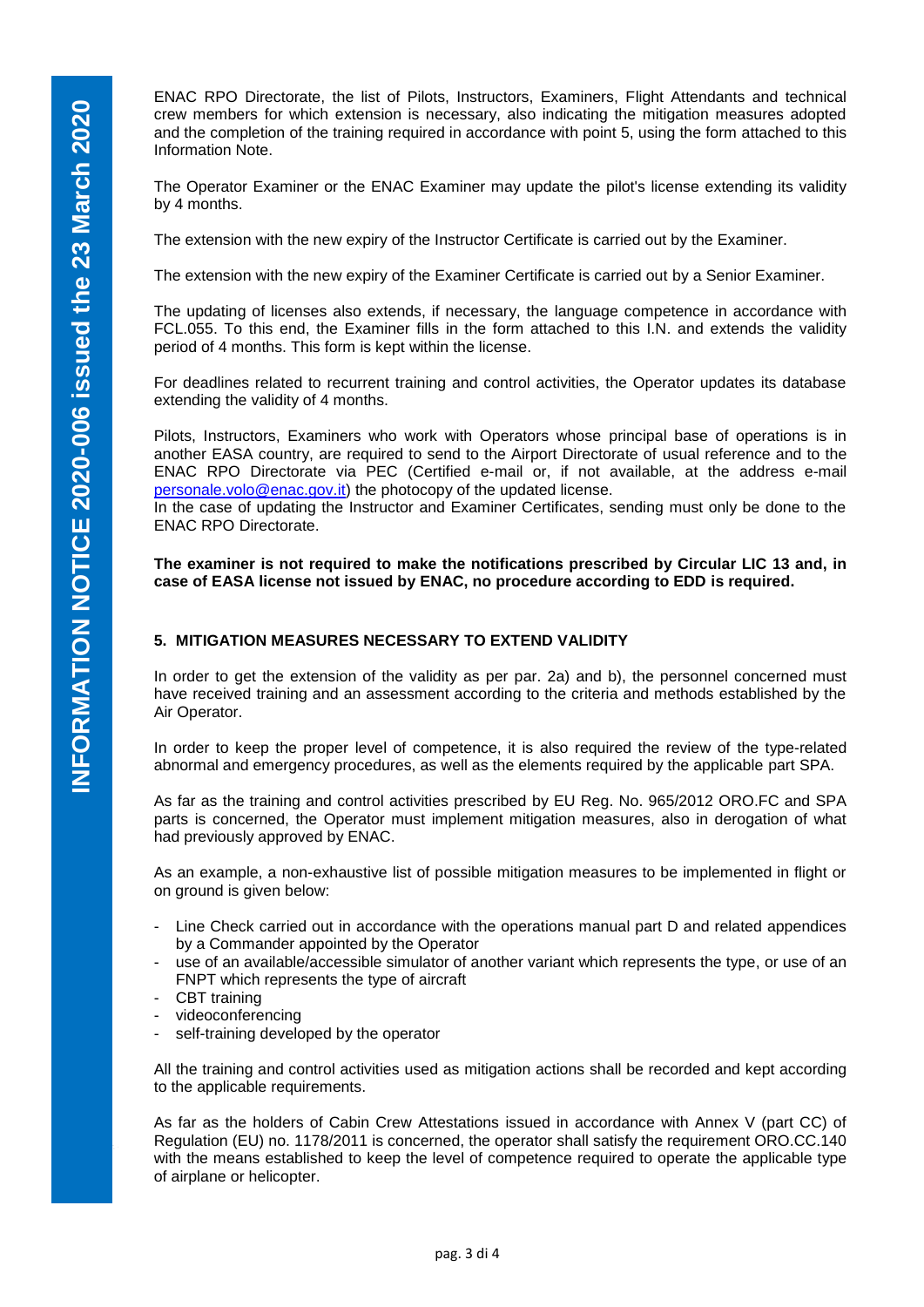ENAC RPO Directorate, the list of Pilots, Instructors, Examiners, Flight Attendants and technical crew members for which extension is necessary, also indicating the mitigation measures adopted and the completion of the training required in accordance with point 5, using the form attached to this Information Note.

The Operator Examiner or the ENAC Examiner may update the pilot's license extending its validity by 4 months.

The extension with the new expiry of the Instructor Certificate is carried out by the Examiner.

The extension with the new expiry of the Examiner Certificate is carried out by a Senior Examiner.

The updating of licenses also extends, if necessary, the language competence in accordance with FCL.055. To this end, the Examiner fills in the form attached to this I.N. and extends the validity period of 4 months. This form is kept within the license.

For deadlines related to recurrent training and control activities, the Operator updates its database extending the validity of 4 months.

Pilots, Instructors, Examiners who work with Operators whose principal base of operations is in another EASA country, are required to send to the Airport Directorate of usual reference and to the ENAC RPO Directorate via PEC (Certified e-mail or, if not available, at the address e-mail personale.volo@enac.gov.it) the photocopy of the updated license.
In the case of updating the Instructor and Examiner Certificates, sending must only be done to the ENAC RPO Directorate.

**The examiner is not required to make the notifications prescribed by Circular LIC 13 and, in case of EASA license not issued by ENAC, no procedure according to EDD is required.**

## 5. MITIGATION MEASURES NECESSARY TO EXTEND VALIDITY

In order to get the extension of the validity as per par. 2a) and b), the personnel concerned must have received training and an assessment according to the criteria and methods established by the Air Operator.

In order to keep the proper level of competence, it is also required the review of the type-related abnormal and emergency procedures, as well as the elements required by the applicable part SPA.

As far as the training and control activities prescribed by EU Reg. No. 965/2012 ORO.FC and SPA parts is concerned, the Operator must implement mitigation measures, also in derogation of what had previously approved by ENAC.

As an example, a non-exhaustive list of possible mitigation measures to be implemented in flight or on ground is given below:

- Line Check carried out in accordance with the operations manual part D and related appendices by a Commander appointed by the Operator
- use of an available/accessible simulator of another variant which represents the type, or use of an FNPT which represents the type of aircraft
- CBT training
- videoconferencing
- self-training developed by the operator

All the training and control activities used as mitigation actions shall be recorded and kept according to the applicable requirements.

As far as the holders of Cabin Crew Attestations issued in accordance with Annex V (part CC) of Regulation (EU) no. 1178/2011 is concerned, the operator shall satisfy the requirement ORO.CC.140 with the means established to keep the level of competence required to operate the applicable type of airplane or helicopter.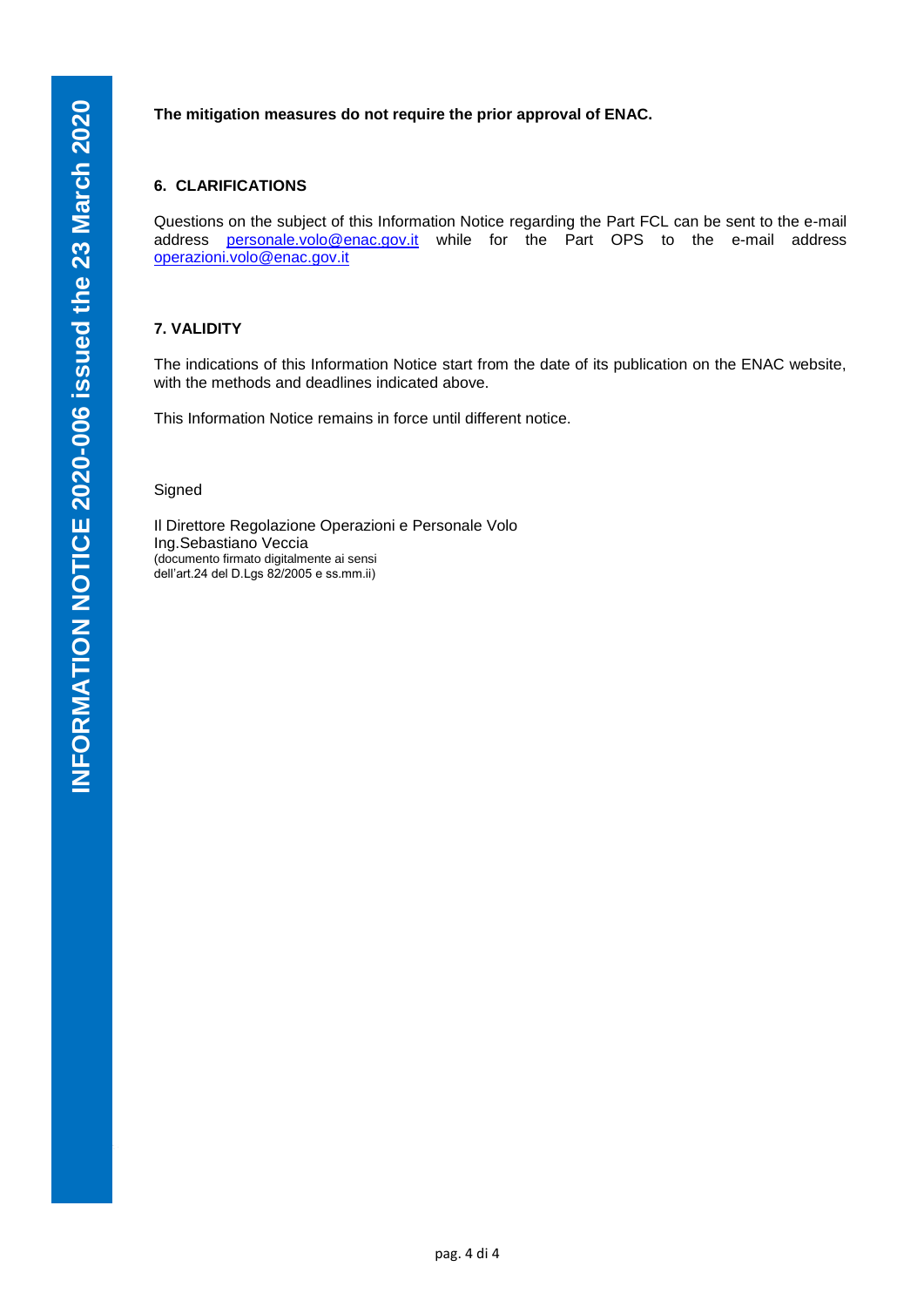**The mitigation measures do not require the prior approval of ENAC.**

## 6. CLARIFICATIONS

Questions on the subject of this Information Notice regarding the Part FCL can be sent to the e-mail address personale.volo@enac.gov.it while for the Part OPS to the e-mail address operazioni.volo@enac.gov.it

## 7. VALIDITY

The indications of this Information Notice start from the date of its publication on the ENAC website, with the methods and deadlines indicated above.

This Information Notice remains in force until different notice.

Signed

Il Direttore Regolazione Operazioni e Personale Volo
Ing.Sebastiano Veccia
(documento firmato digitalmente ai sensi
dell'art.24 del D.Lgs 82/2005 e ss.mm.ii)